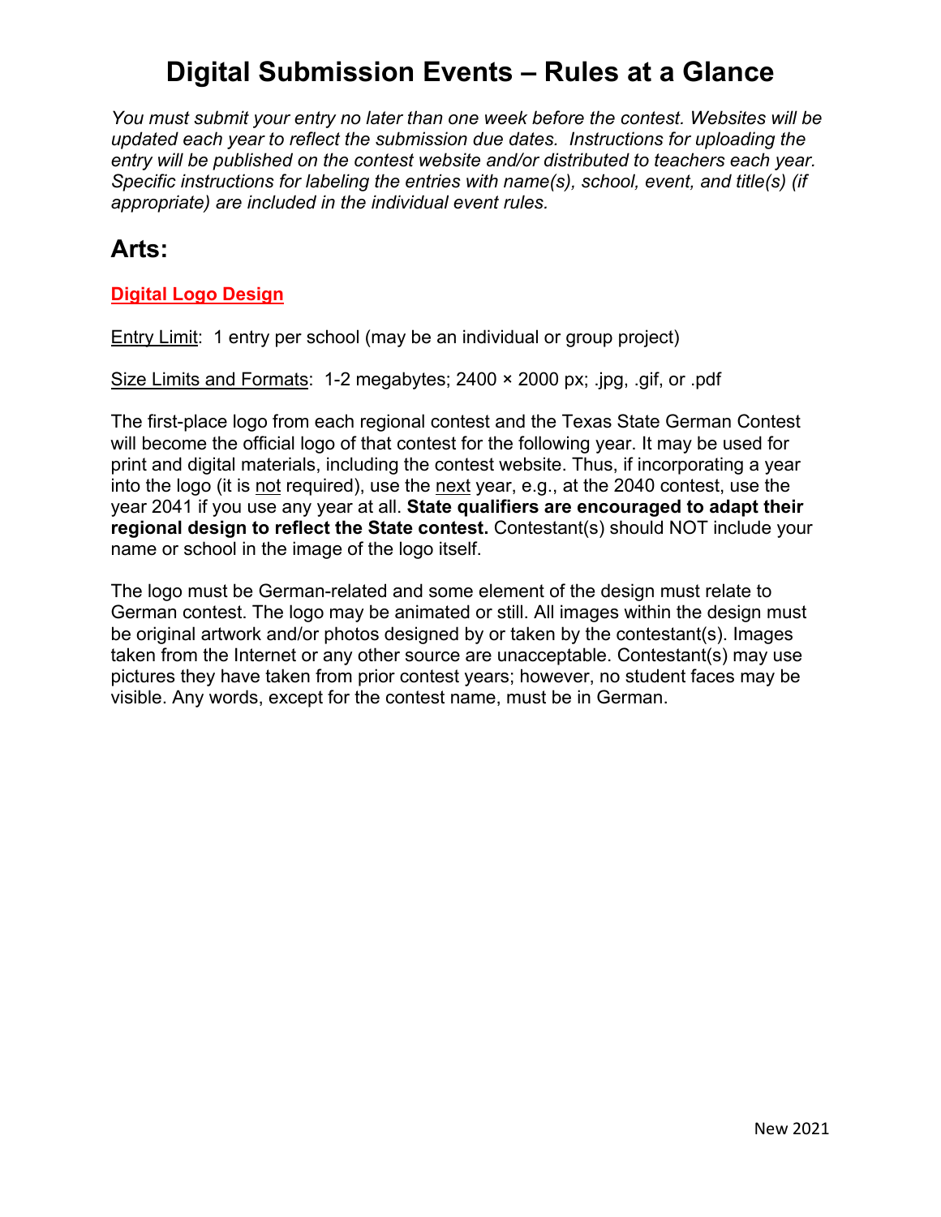# Digital Submission Events – Rules at a Glance

*You must submit your entry no later than one week before the contest. Websites will be updated each year to reflect the submission due dates. Instructions for uploading the entry will be published on the contest website and/or distributed to teachers each year. Specific instructions for labeling the entries with name(s), school, event, and title(s) (if appropriate) are included in the individual event rules.*

## Arts:

### Digital Logo Design

Entry Limit: 1 entry per school (may be an individual or group project)

Size Limits and Formats: 1-2 megabytes; 2400 × 2000 px; .jpg, .gif, or .pdf

The first-place logo from each regional contest and the Texas State German Contest will become the official logo of that contest for the following year. It may be used for print and digital materials, including the contest website. Thus, if incorporating a year into the logo (it is not required), use the next year, e.g., at the 2040 contest, use the year 2041 if you use any year at all. **State qualifiers are encouraged to adapt their regional design to reflect the State contest.** Contestant(s) should NOT include your name or school in the image of the logo itself.

The logo must be German-related and some element of the design must relate to German contest. The logo may be animated or still. All images within the design must be original artwork and/or photos designed by or taken by the contestant(s). Images taken from the Internet or any other source are unacceptable. Contestant(s) may use pictures they have taken from prior contest years; however, no student faces may be visible. Any words, except for the contest name, must be in German.

New 2021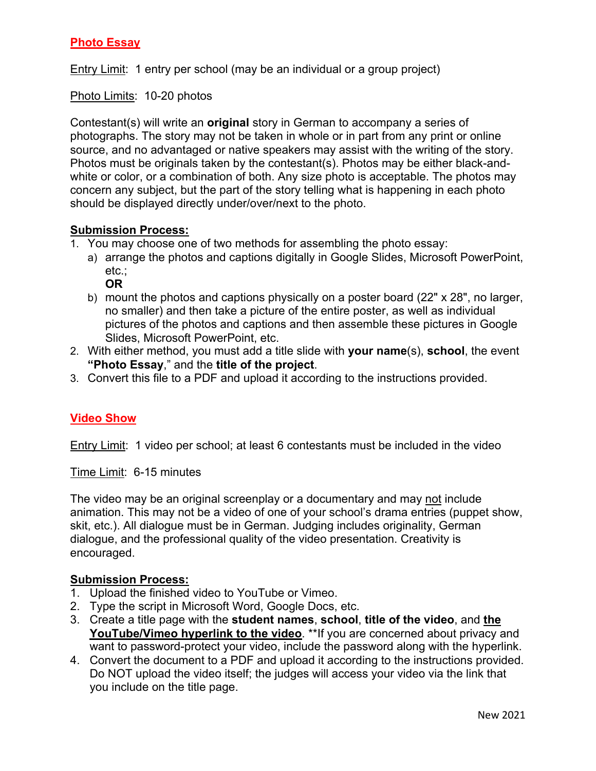## Photo Essay

Entry Limit: 1 entry per school (may be an individual or a group project)

Photo Limits: 10-20 photos

Contestant(s) will write an **original** story in German to accompany a series of photographs. The story may not be taken in whole or in part from any print or online source, and no advantaged or native speakers may assist with the writing of the story. Photos must be originals taken by the contestant(s). Photos may be either black-and-white or color, or a combination of both. Any size photo is acceptable. The photos may concern any subject, but the part of the story telling what is happening in each photo should be displayed directly under/over/next to the photo.

**Submission Process:**

1. You may choose one of two methods for assembling the photo essay:
   a) arrange the photos and captions digitally in Google Slides, Microsoft PowerPoint, etc.;
   **OR**
   b) mount the photos and captions physically on a poster board (22" x 28", no larger, no smaller) and then take a picture of the entire poster, as well as individual pictures of the photos and captions and then assemble these pictures in Google Slides, Microsoft PowerPoint, etc.
2. With either method, you must add a title slide with **your name**(s), **school**, the event **"Photo Essay**," and the **title of the project**.
3. Convert this file to a PDF and upload it according to the instructions provided.

## Video Show

Entry Limit: 1 video per school; at least 6 contestants must be included in the video

Time Limit: 6-15 minutes

The video may be an original screenplay or a documentary and may not include animation. This may not be a video of one of your school's drama entries (puppet show, skit, etc.). All dialogue must be in German. Judging includes originality, German dialogue, and the professional quality of the video presentation. Creativity is encouraged.

**Submission Process:**

1. Upload the finished video to YouTube or Vimeo.
2. Type the script in Microsoft Word, Google Docs, etc.
3. Create a title page with the **student names**, **school**, **title of the video**, and **the YouTube/Vimeo hyperlink to the video**. **If you are concerned about privacy and want to password-protect your video, include the password along with the hyperlink.
4. Convert the document to a PDF and upload it according to the instructions provided. Do NOT upload the video itself; the judges will access your video via the link that you include on the title page.

New 2021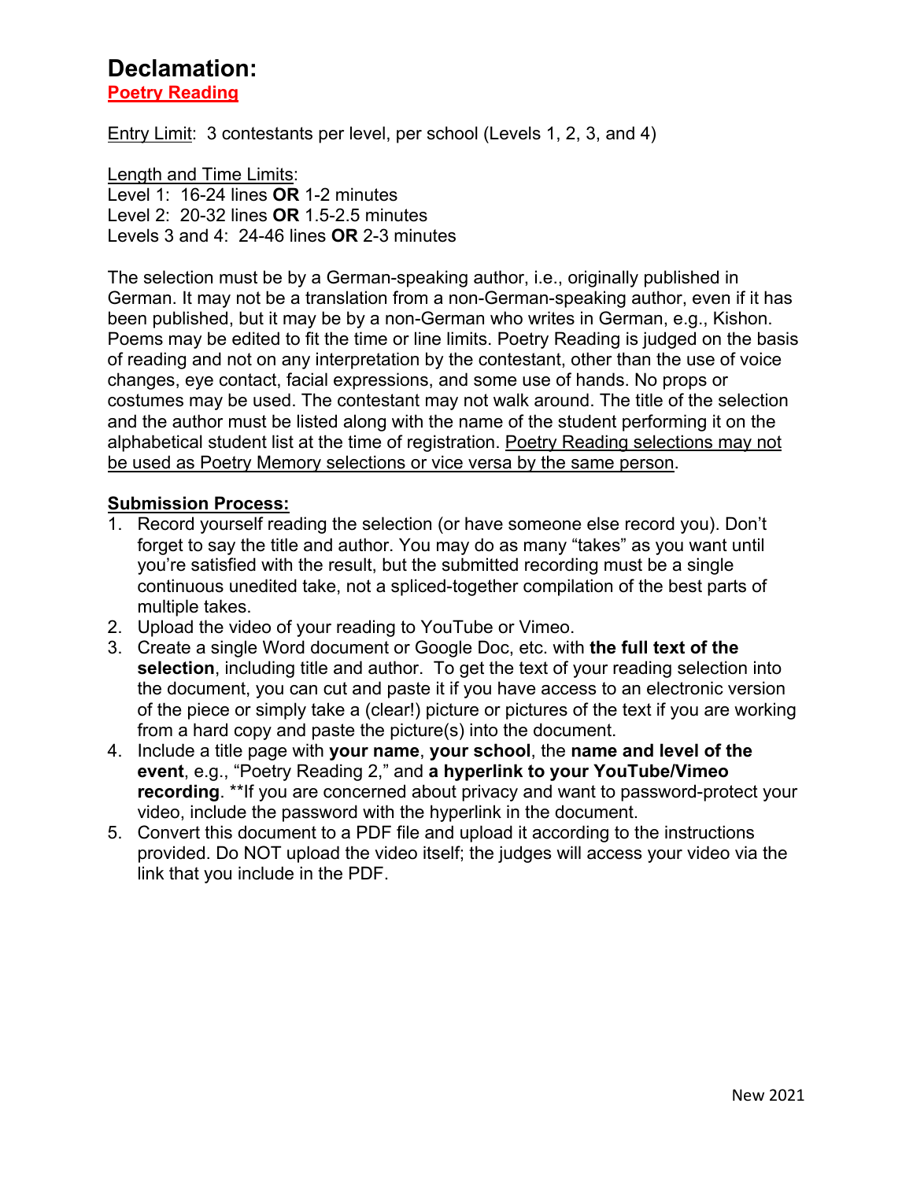# Declamation:

## Poetry Reading

Entry Limit: 3 contestants per level, per school (Levels 1, 2, 3, and 4)

Length and Time Limits:
Level 1: 16-24 lines **OR** 1-2 minutes
Level 2: 20-32 lines **OR** 1.5-2.5 minutes
Levels 3 and 4: 24-46 lines **OR** 2-3 minutes

The selection must be by a German-speaking author, i.e., originally published in German. It may not be a translation from a non-German-speaking author, even if it has been published, but it may be by a non-German who writes in German, e.g., Kishon. Poems may be edited to fit the time or line limits. Poetry Reading is judged on the basis of reading and not on any interpretation by the contestant, other than the use of voice changes, eye contact, facial expressions, and some use of hands. No props or costumes may be used. The contestant may not walk around. The title of the selection and the author must be listed along with the name of the student performing it on the alphabetical student list at the time of registration. Poetry Reading selections may not be used as Poetry Memory selections or vice versa by the same person.

**Submission Process:**

1. Record yourself reading the selection (or have someone else record you). Don't forget to say the title and author. You may do as many "takes" as you want until you're satisfied with the result, but the submitted recording must be a single continuous unedited take, not a spliced-together compilation of the best parts of multiple takes.
2. Upload the video of your reading to YouTube or Vimeo.
3. Create a single Word document or Google Doc, etc. with **the full text of the selection**, including title and author. To get the text of your reading selection into the document, you can cut and paste it if you have access to an electronic version of the piece or simply take a (clear!) picture or pictures of the text if you are working from a hard copy and paste the picture(s) into the document.
4. Include a title page with **your name**, **your school**, the **name and level of the event**, e.g., "Poetry Reading 2," and **a hyperlink to your YouTube/Vimeo recording**. **If you are concerned about privacy and want to password-protect your video, include the password with the hyperlink in the document.
5. Convert this document to a PDF file and upload it according to the instructions provided. Do NOT upload the video itself; the judges will access your video via the link that you include in the PDF.

New 2021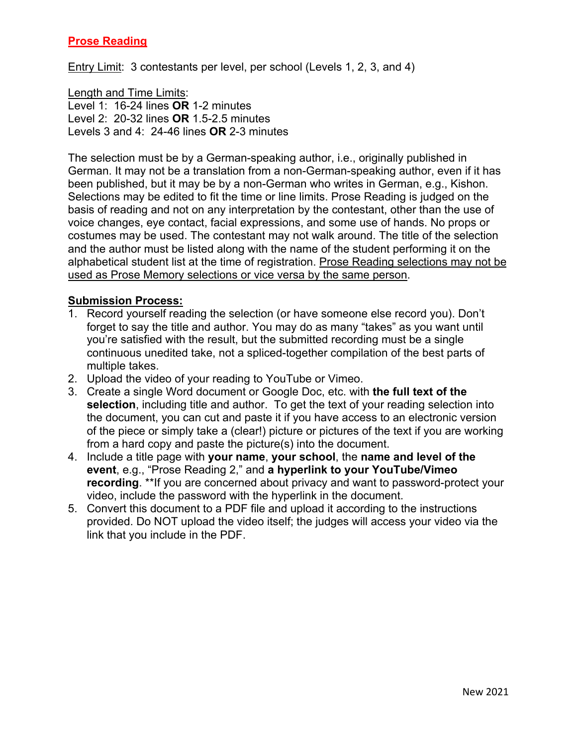## Prose Reading

Entry Limit: 3 contestants per level, per school (Levels 1, 2, 3, and 4)

Length and Time Limits:
Level 1: 16-24 lines **OR** 1-2 minutes
Level 2: 20-32 lines **OR** 1.5-2.5 minutes
Levels 3 and 4: 24-46 lines **OR** 2-3 minutes

The selection must be by a German-speaking author, i.e., originally published in German. It may not be a translation from a non-German-speaking author, even if it has been published, but it may be by a non-German who writes in German, e.g., Kishon. Selections may be edited to fit the time or line limits. Prose Reading is judged on the basis of reading and not on any interpretation by the contestant, other than the use of voice changes, eye contact, facial expressions, and some use of hands. No props or costumes may be used. The contestant may not walk around. The title of the selection and the author must be listed along with the name of the student performing it on the alphabetical student list at the time of registration. Prose Reading selections may not be used as Prose Memory selections or vice versa by the same person.

**Submission Process:**

1. Record yourself reading the selection (or have someone else record you). Don't forget to say the title and author. You may do as many "takes" as you want until you're satisfied with the result, but the submitted recording must be a single continuous unedited take, not a spliced-together compilation of the best parts of multiple takes.
2. Upload the video of your reading to YouTube or Vimeo.
3. Create a single Word document or Google Doc, etc. with **the full text of the selection**, including title and author. To get the text of your reading selection into the document, you can cut and paste it if you have access to an electronic version of the piece or simply take a (clear!) picture or pictures of the text if you are working from a hard copy and paste the picture(s) into the document.
4. Include a title page with **your name**, **your school**, the **name and level of the event**, e.g., "Prose Reading 2," and **a hyperlink to your YouTube/Vimeo recording**. **If you are concerned about privacy and want to password-protect your video, include the password with the hyperlink in the document.
5. Convert this document to a PDF file and upload it according to the instructions provided. Do NOT upload the video itself; the judges will access your video via the link that you include in the PDF.

New 2021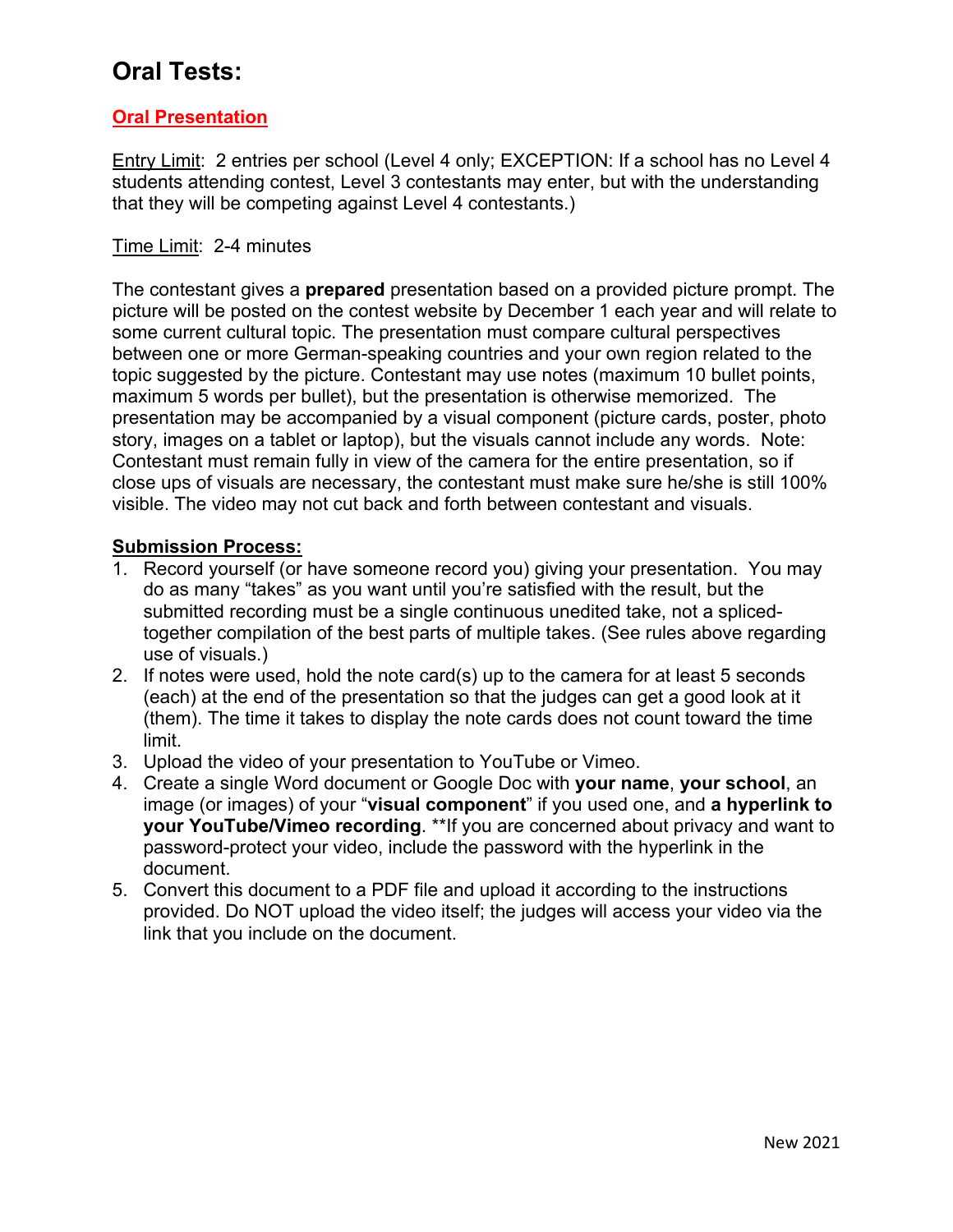# Oral Tests:

## Oral Presentation

Entry Limit: 2 entries per school (Level 4 only; EXCEPTION: If a school has no Level 4 students attending contest, Level 3 contestants may enter, but with the understanding that they will be competing against Level 4 contestants.)

Time Limit: 2-4 minutes

The contestant gives a **prepared** presentation based on a provided picture prompt. The picture will be posted on the contest website by December 1 each year and will relate to some current cultural topic. The presentation must compare cultural perspectives between one or more German-speaking countries and your own region related to the topic suggested by the picture. Contestant may use notes (maximum 10 bullet points, maximum 5 words per bullet), but the presentation is otherwise memorized. The presentation may be accompanied by a visual component (picture cards, poster, photo story, images on a tablet or laptop), but the visuals cannot include any words. Note: Contestant must remain fully in view of the camera for the entire presentation, so if close ups of visuals are necessary, the contestant must make sure he/she is still 100% visible. The video may not cut back and forth between contestant and visuals.

**Submission Process:**

1. Record yourself (or have someone record you) giving your presentation. You may do as many "takes" as you want until you're satisfied with the result, but the submitted recording must be a single continuous unedited take, not a spliced-together compilation of the best parts of multiple takes. (See rules above regarding use of visuals.)
2. If notes were used, hold the note card(s) up to the camera for at least 5 seconds (each) at the end of the presentation so that the judges can get a good look at it (them). The time it takes to display the note cards does not count toward the time limit.
3. Upload the video of your presentation to YouTube or Vimeo.
4. Create a single Word document or Google Doc with **your name**, **your school**, an image (or images) of your "**visual component**" if you used one, and **a hyperlink to your YouTube/Vimeo recording**. **If you are concerned about privacy and want to password-protect your video, include the password with the hyperlink in the document.
5. Convert this document to a PDF file and upload it according to the instructions provided. Do NOT upload the video itself; the judges will access your video via the link that you include on the document.

New 2021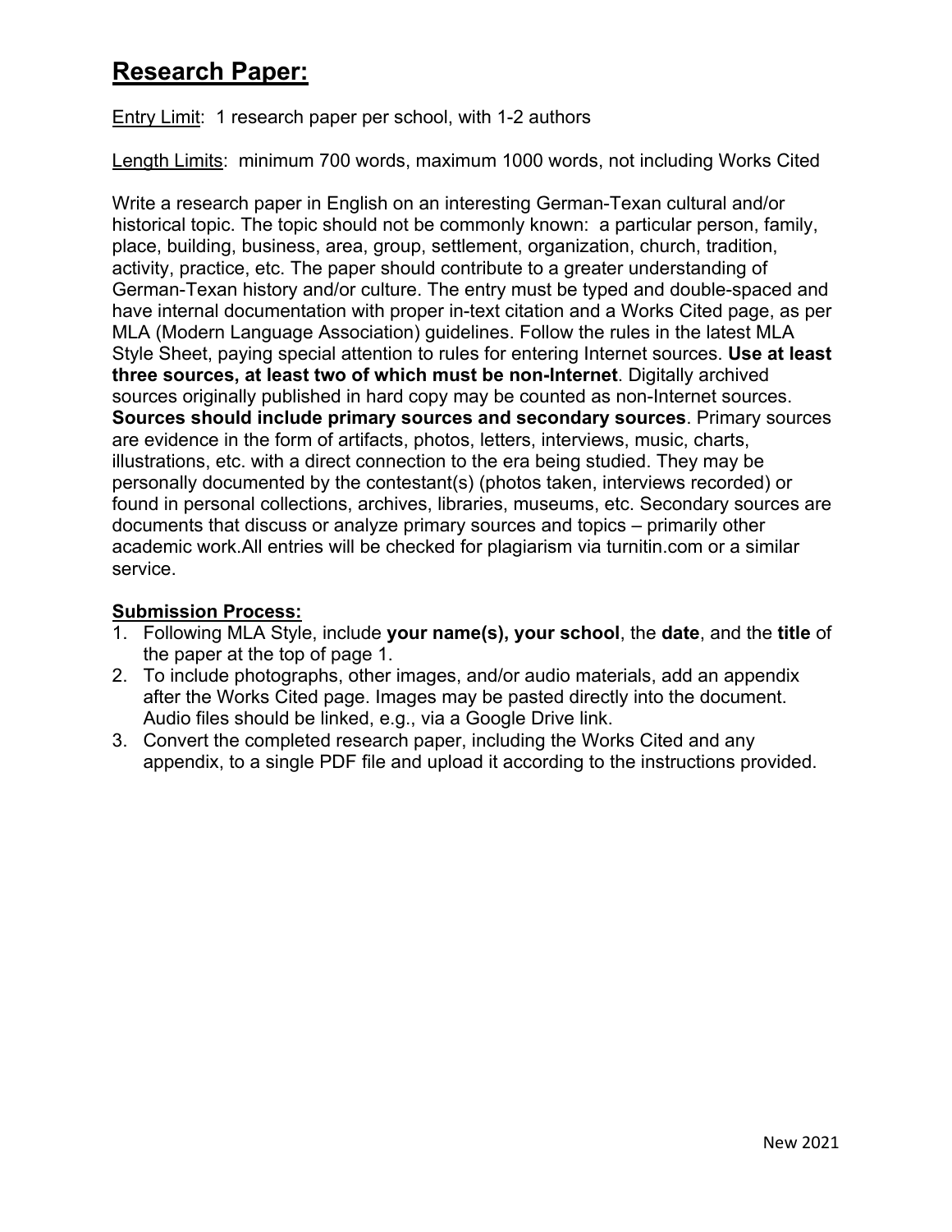# Research Paper:

Entry Limit: 1 research paper per school, with 1-2 authors

Length Limits: minimum 700 words, maximum 1000 words, not including Works Cited

Write a research paper in English on an interesting German-Texan cultural and/or historical topic. The topic should not be commonly known: a particular person, family, place, building, business, area, group, settlement, organization, church, tradition, activity, practice, etc. The paper should contribute to a greater understanding of German-Texan history and/or culture. The entry must be typed and double-spaced and have internal documentation with proper in-text citation and a Works Cited page, as per MLA (Modern Language Association) guidelines. Follow the rules in the latest MLA Style Sheet, paying special attention to rules for entering Internet sources. **Use at least three sources, at least two of which must be non-Internet**. Digitally archived sources originally published in hard copy may be counted as non-Internet sources. **Sources should include primary sources and secondary sources**. Primary sources are evidence in the form of artifacts, photos, letters, interviews, music, charts, illustrations, etc. with a direct connection to the era being studied. They may be personally documented by the contestant(s) (photos taken, interviews recorded) or found in personal collections, archives, libraries, museums, etc. Secondary sources are documents that discuss or analyze primary sources and topics – primarily other academic work.All entries will be checked for plagiarism via turnitin.com or a similar service.

**Submission Process:**

1. Following MLA Style, include **your name(s), your school**, the **date**, and the **title** of the paper at the top of page 1.
2. To include photographs, other images, and/or audio materials, add an appendix after the Works Cited page. Images may be pasted directly into the document. Audio files should be linked, e.g., via a Google Drive link.
3. Convert the completed research paper, including the Works Cited and any appendix, to a single PDF file and upload it according to the instructions provided.

New 2021